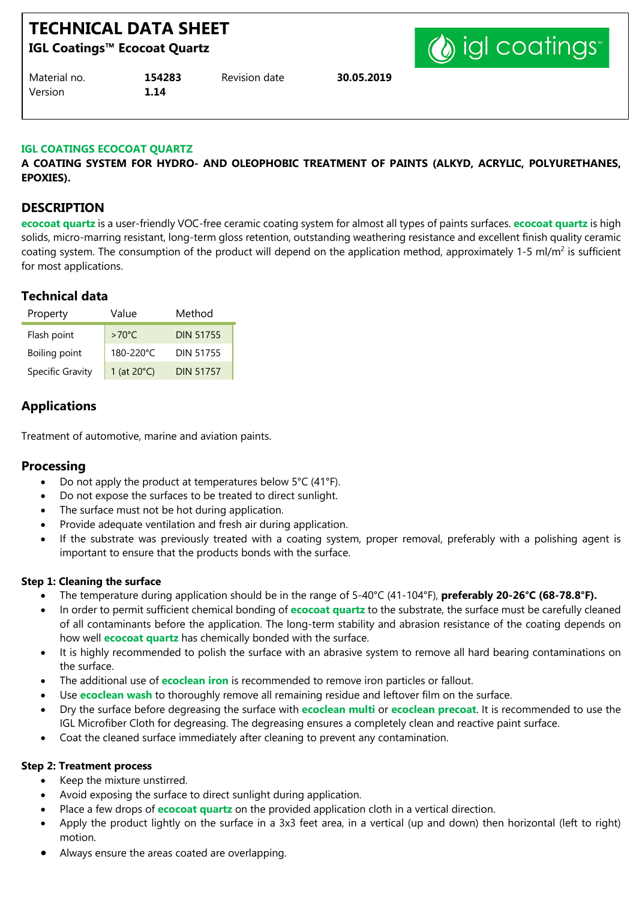# TECHNICAL DATA SHEET

**IGL Coatings™ Ecocoat Quartz**

| Material no. | **154283** | Revision date | **30.05.2019** |
|---|---|---|---|
| Version | **1.14** | | |

**IGL COATINGS ECOCOAT QUARTZ**

**A COATING SYSTEM FOR HYDRO- AND OLEOPHOBIC TREATMENT OF PAINTS (ALKYD, ACRYLIC, POLYURETHANES, EPOXIES).**

## DESCRIPTION

**ecocoat quartz** is a user-friendly VOC-free ceramic coating system for almost all types of paints surfaces. **ecocoat quartz** is high solids, micro-marring resistant, long-term gloss retention, outstanding weathering resistance and excellent finish quality ceramic coating system. The consumption of the product will depend on the application method, approximately 1-5 ml/m$^2$ is sufficient for most applications.

## Technical data

| Property | Value | Method |
|---|---|---|
| Flash point | >70°C | DIN 51755 |
| Boiling point | 180-220°C | DIN 51755 |
| Specific Gravity | 1 (at 20°C) | DIN 51757 |

## Applications

Treatment of automotive, marine and aviation paints.

## Processing

- Do not apply the product at temperatures below 5°C (41°F).
- Do not expose the surfaces to be treated to direct sunlight.
- The surface must not be hot during application.
- Provide adequate ventilation and fresh air during application.
- If the substrate was previously treated with a coating system, proper removal, preferably with a polishing agent is important to ensure that the products bonds with the surface.

**Step 1: Cleaning the surface**

- The temperature during application should be in the range of 5-40°C (41-104°F), **preferably 20-26°C (68-78.8°F).**
- In order to permit sufficient chemical bonding of **ecocoat quartz** to the substrate, the surface must be carefully cleaned of all contaminants before the application. The long-term stability and abrasion resistance of the coating depends on how well **ecocoat quartz** has chemically bonded with the surface.
- It is highly recommended to polish the surface with an abrasive system to remove all hard bearing contaminations on the surface.
- The additional use of **ecoclean iron** is recommended to remove iron particles or fallout.
- Use **ecoclean wash** to thoroughly remove all remaining residue and leftover film on the surface.
- Dry the surface before degreasing the surface with **ecoclean multi** or **ecoclean precoat**. It is recommended to use the IGL Microfiber Cloth for degreasing. The degreasing ensures a completely clean and reactive paint surface.
- Coat the cleaned surface immediately after cleaning to prevent any contamination.

**Step 2: Treatment process**

- Keep the mixture unstirred.
- Avoid exposing the surface to direct sunlight during application.
- Place a few drops of **ecocoat quartz** on the provided application cloth in a vertical direction.
- Apply the product lightly on the surface in a 3x3 feet area, in a vertical (up and down) then horizontal (left to right) motion.
- Always ensure the areas coated are overlapping.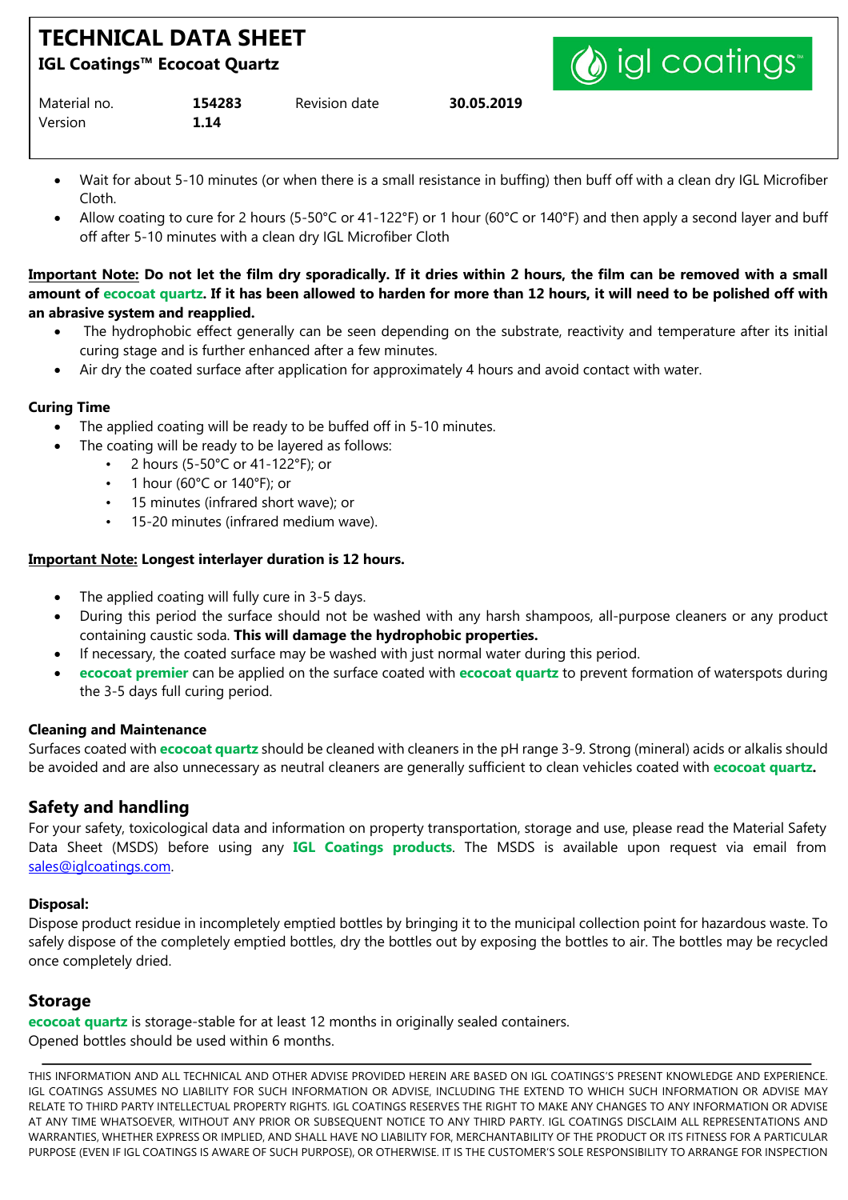- Wait for about 5-10 minutes (or when there is a small resistance in buffing) then buff off with a clean dry IGL Microfiber Cloth.
- Allow coating to cure for 2 hours (5-50°C or 41-122°F) or 1 hour (60°C or 140°F) and then apply a second layer and buff off after 5-10 minutes with a clean dry IGL Microfiber Cloth

**Important Note: Do not let the film dry sporadically. If it dries within 2 hours, the film can be removed with a small amount of ecocoat quartz. If it has been allowed to harden for more than 12 hours, it will need to be polished off with an abrasive system and reapplied.**

- The hydrophobic effect generally can be seen depending on the substrate, reactivity and temperature after its initial curing stage and is further enhanced after a few minutes.
- Air dry the coated surface after application for approximately 4 hours and avoid contact with water.

**Curing Time**

- The applied coating will be ready to be buffed off in 5-10 minutes.
- The coating will be ready to be layered as follows:
  - 2 hours (5-50°C or 41-122°F); or
  - 1 hour (60°C or 140°F); or
  - 15 minutes (infrared short wave); or
  - 15-20 minutes (infrared medium wave).

**Important Note: Longest interlayer duration is 12 hours.**

- The applied coating will fully cure in 3-5 days.
- During this period the surface should not be washed with any harsh shampoos, all-purpose cleaners or any product containing caustic soda. **This will damage the hydrophobic properties.**
- If necessary, the coated surface may be washed with just normal water during this period.
- **ecocoat premier** can be applied on the surface coated with **ecocoat quartz** to prevent formation of waterspots during the 3-5 days full curing period.

**Cleaning and Maintenance**

Surfaces coated with **ecocoat quartz** should be cleaned with cleaners in the pH range 3-9. Strong (mineral) acids or alkalis should be avoided and are also unnecessary as neutral cleaners are generally sufficient to clean vehicles coated with **ecocoat quartz.**

## Safety and handling

For your safety, toxicological data and information on property transportation, storage and use, please read the Material Safety Data Sheet (MSDS) before using any **IGL Coatings products**. The MSDS is available upon request via email from sales@iglcoatings.com.

**Disposal:**

Dispose product residue in incompletely emptied bottles by bringing it to the municipal collection point for hazardous waste. To safely dispose of the completely emptied bottles, dry the bottles out by exposing the bottles to air. The bottles may be recycled once completely dried.

## Storage

**ecocoat quartz** is storage-stable for at least 12 months in originally sealed containers.
Opened bottles should be used within 6 months.

THIS INFORMATION AND ALL TECHNICAL AND OTHER ADVISE PROVIDED HEREIN ARE BASED ON IGL COATINGS'S PRESENT KNOWLEDGE AND EXPERIENCE. IGL COATINGS ASSUMES NO LIABILITY FOR SUCH INFORMATION OR ADVISE, INCLUDING THE EXTEND TO WHICH SUCH INFORMATION OR ADVISE MAY RELATE TO THIRD PARTY INTELLECTUAL PROPERTY RIGHTS. IGL COATINGS RESERVES THE RIGHT TO MAKE ANY CHANGES TO ANY INFORMATION OR ADVISE AT ANY TIME WHATSOEVER, WITHOUT ANY PRIOR OR SUBSEQUENT NOTICE TO ANY THIRD PARTY. IGL COATINGS DISCLAIM ALL REPRESENTATIONS AND WARRANTIES, WHETHER EXPRESS OR IMPLIED, AND SHALL HAVE NO LIABILITY FOR, MERCHANTABILITY OF THE PRODUCT OR ITS FITNESS FOR A PARTICULAR PURPOSE (EVEN IF IGL COATINGS IS AWARE OF SUCH PURPOSE), OR OTHERWISE. IT IS THE CUSTOMER'S SOLE RESPONSIBILITY TO ARRANGE FOR INSPECTION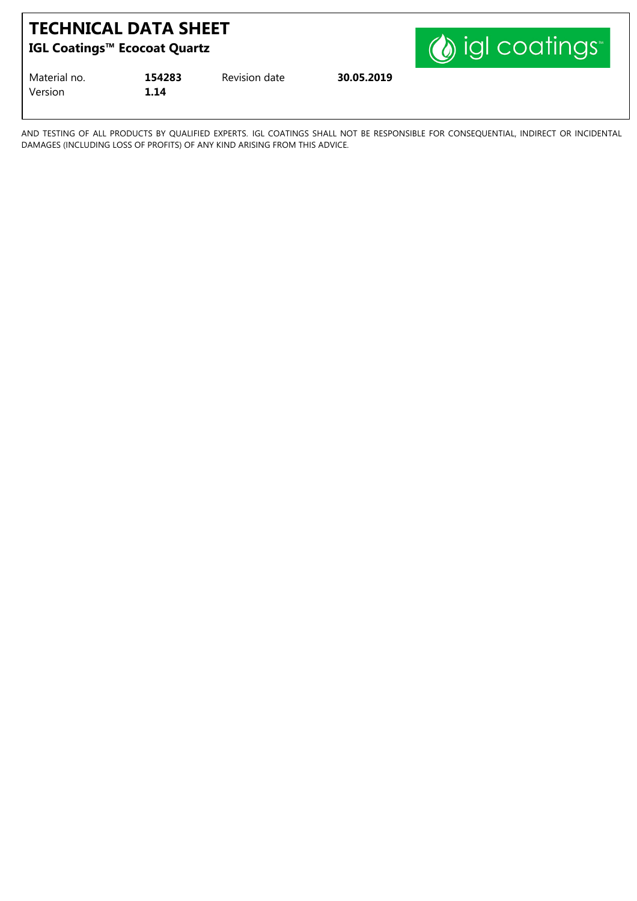AND TESTING OF ALL PRODUCTS BY QUALIFIED EXPERTS. IGL COATINGS SHALL NOT BE RESPONSIBLE FOR CONSEQUENTIAL, INDIRECT OR INCIDENTAL DAMAGES (INCLUDING LOSS OF PROFITS) OF ANY KIND ARISING FROM THIS ADVICE.